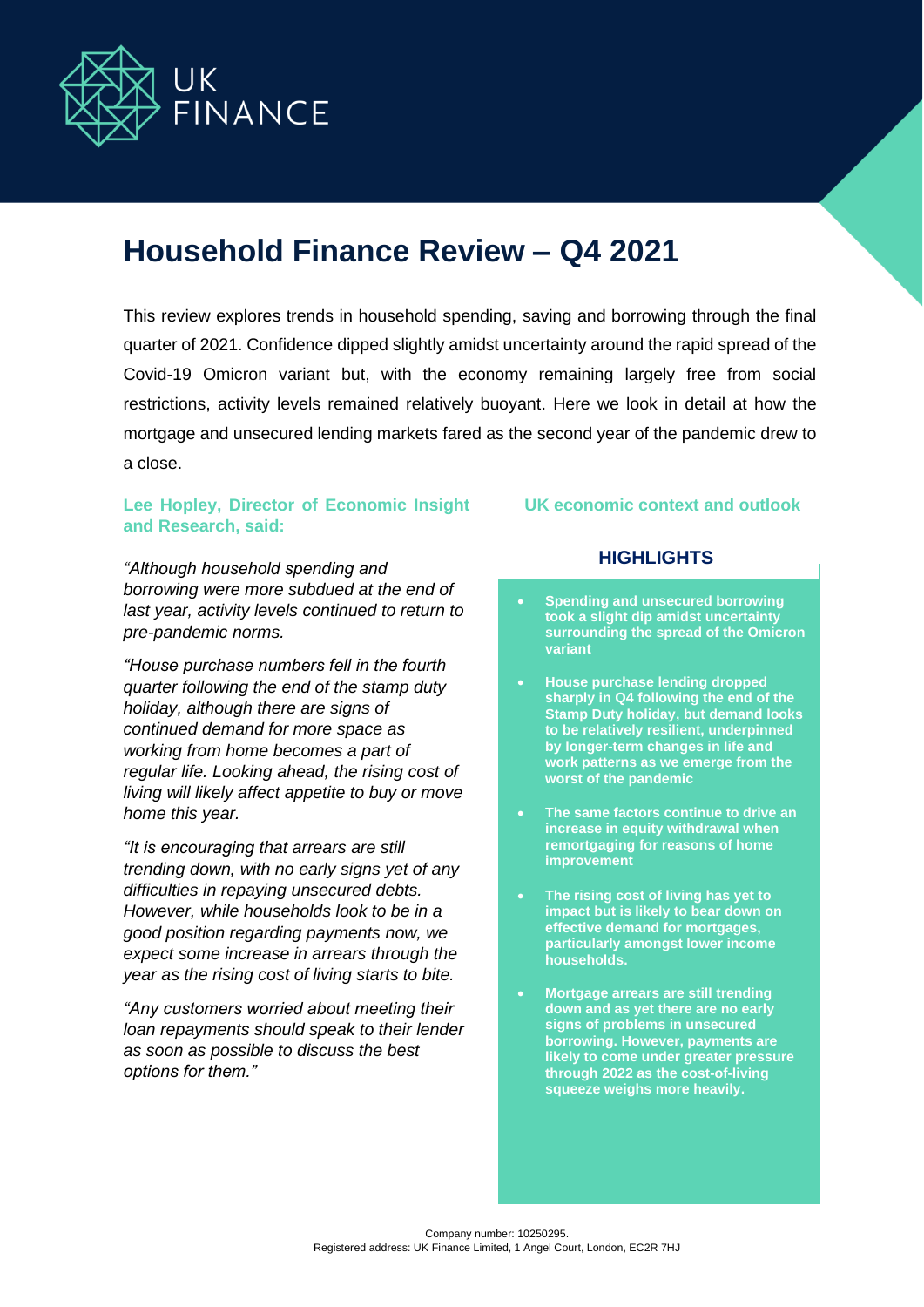UK FINANCE

# Household Finance Review – Q4 2021

This review explores trends in household spending, saving and borrowing through the final quarter of 2021. Confidence dipped slightly amidst uncertainty around the rapid spread of the Covid-19 Omicron variant but, with the economy remaining largely free from social restrictions, activity levels remained relatively buoyant. Here we look in detail at how the mortgage and unsecured lending markets fared as the second year of the pandemic drew to a close.

**Lee Hopley, Director of Economic Insight and Research, said:**

*"Although household spending and borrowing were more subdued at the end of last year, activity levels continued to return to pre-pandemic norms.*

*"House purchase numbers fell in the fourth quarter following the end of the stamp duty holiday, although there are signs of continued demand for more space as working from home becomes a part of regular life. Looking ahead, the rising cost of living will likely affect appetite to buy or move home this year.*

*"It is encouraging that arrears are still trending down, with no early signs yet of any difficulties in repaying unsecured debts. However, while households look to be in a good position regarding payments now, we expect some increase in arrears through the year as the rising cost of living starts to bite.*

*"Any customers worried about meeting their loan repayments should speak to their lender as soon as possible to discuss the best options for them."*

## UK economic context and outlook

### HIGHLIGHTS

- **Spending and unsecured borrowing took a slight dip amidst uncertainty surrounding the spread of the Omicron variant**
- **House purchase lending dropped sharply in Q4 following the end of the Stamp Duty holiday, but demand looks to be relatively resilient, underpinned by longer-term changes in life and work patterns as we emerge from the worst of the pandemic**
- **The same factors continue to drive an increase in equity withdrawal when remortgaging for reasons of home improvement**
- **The rising cost of living has yet to impact but is likely to bear down on effective demand for mortgages, particularly amongst lower income households.**
- **Mortgage arrears are still trending down and as yet there are no early signs of problems in unsecured borrowing. However, payments are likely to come under greater pressure through 2022 as the cost-of-living squeeze weighs more heavily.**

Company number: 10250295.
Registered address: UK Finance Limited, 1 Angel Court, London, EC2R 7HJ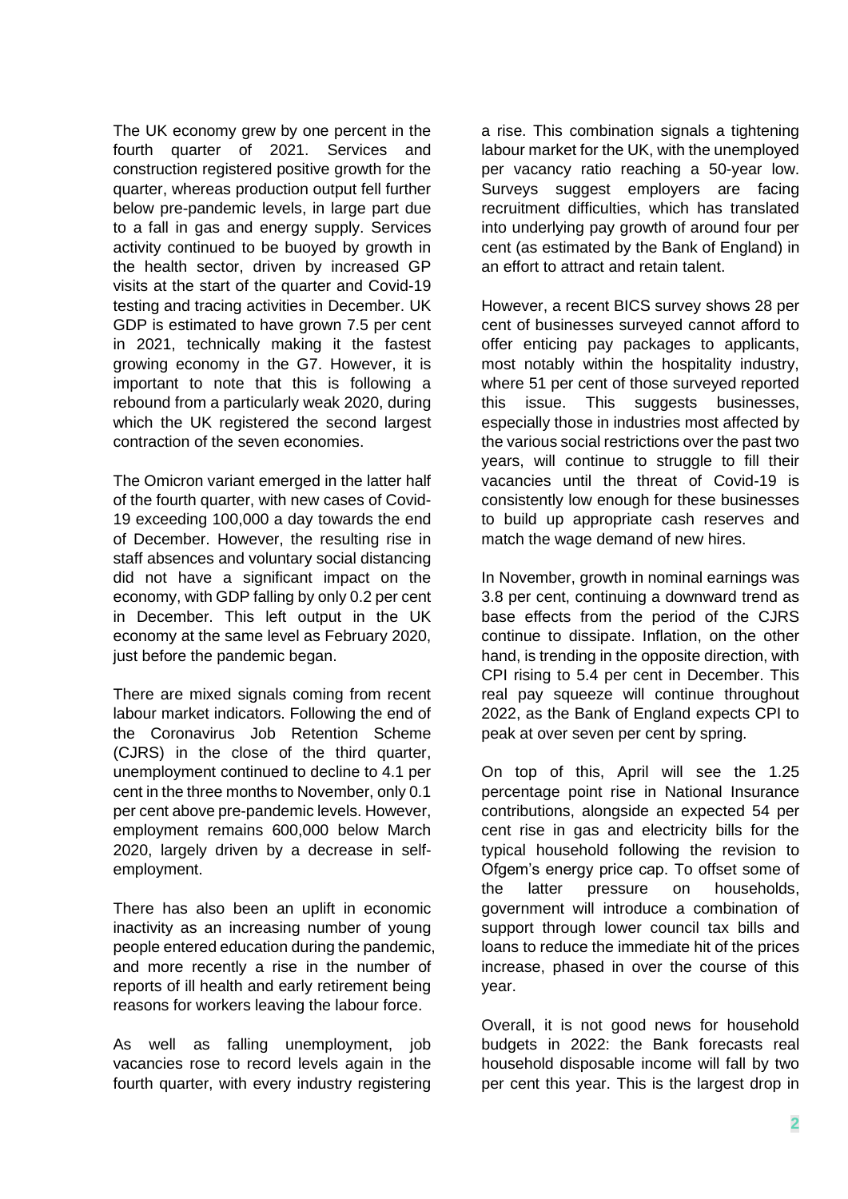The UK economy grew by one percent in the fourth quarter of 2021. Services and construction registered positive growth for the quarter, whereas production output fell further below pre-pandemic levels, in large part due to a fall in gas and energy supply. Services activity continued to be buoyed by growth in the health sector, driven by increased GP visits at the start of the quarter and Covid-19 testing and tracing activities in December. UK GDP is estimated to have grown 7.5 per cent in 2021, technically making it the fastest growing economy in the G7. However, it is important to note that this is following a rebound from a particularly weak 2020, during which the UK registered the second largest contraction of the seven economies.

The Omicron variant emerged in the latter half of the fourth quarter, with new cases of Covid-19 exceeding 100,000 a day towards the end of December. However, the resulting rise in staff absences and voluntary social distancing did not have a significant impact on the economy, with GDP falling by only 0.2 per cent in December. This left output in the UK economy at the same level as February 2020, just before the pandemic began.

There are mixed signals coming from recent labour market indicators. Following the end of the Coronavirus Job Retention Scheme (CJRS) in the close of the third quarter, unemployment continued to decline to 4.1 per cent in the three months to November, only 0.1 per cent above pre-pandemic levels. However, employment remains 600,000 below March 2020, largely driven by a decrease in self-employment.

There has also been an uplift in economic inactivity as an increasing number of young people entered education during the pandemic, and more recently a rise in the number of reports of ill health and early retirement being reasons for workers leaving the labour force.

As well as falling unemployment, job vacancies rose to record levels again in the fourth quarter, with every industry registering a rise. This combination signals a tightening labour market for the UK, with the unemployed per vacancy ratio reaching a 50-year low. Surveys suggest employers are facing recruitment difficulties, which has translated into underlying pay growth of around four per cent (as estimated by the Bank of England) in an effort to attract and retain talent.

However, a recent BICS survey shows 28 per cent of businesses surveyed cannot afford to offer enticing pay packages to applicants, most notably within the hospitality industry, where 51 per cent of those surveyed reported this issue. This suggests businesses, especially those in industries most affected by the various social restrictions over the past two years, will continue to struggle to fill their vacancies until the threat of Covid-19 is consistently low enough for these businesses to build up appropriate cash reserves and match the wage demand of new hires.

In November, growth in nominal earnings was 3.8 per cent, continuing a downward trend as base effects from the period of the CJRS continue to dissipate. Inflation, on the other hand, is trending in the opposite direction, with CPI rising to 5.4 per cent in December. This real pay squeeze will continue throughout 2022, as the Bank of England expects CPI to peak at over seven per cent by spring.

On top of this, April will see the 1.25 percentage point rise in National Insurance contributions, alongside an expected 54 per cent rise in gas and electricity bills for the typical household following the revision to Ofgem's energy price cap. To offset some of the latter pressure on households, government will introduce a combination of support through lower council tax bills and loans to reduce the immediate hit of the prices increase, phased in over the course of this year.

Overall, it is not good news for household budgets in 2022: the Bank forecasts real household disposable income will fall by two per cent this year. This is the largest drop in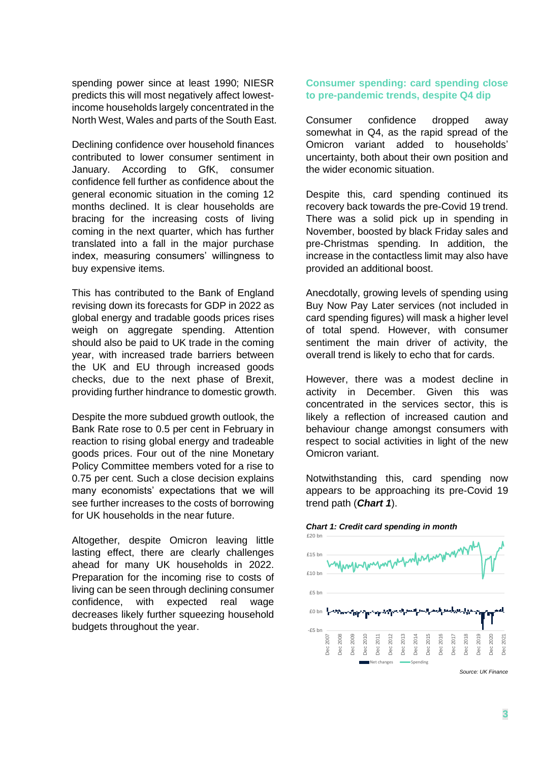spending power since at least 1990; NIESR predicts this will most negatively affect lowest-income households largely concentrated in the North West, Wales and parts of the South East.

Declining confidence over household finances contributed to lower consumer sentiment in January. According to GfK, consumer confidence fell further as confidence about the general economic situation in the coming 12 months declined. It is clear households are bracing for the increasing costs of living coming in the next quarter, which has further translated into a fall in the major purchase index, measuring consumers' willingness to buy expensive items.

This has contributed to the Bank of England revising down its forecasts for GDP in 2022 as global energy and tradable goods prices rises weigh on aggregate spending. Attention should also be paid to UK trade in the coming year, with increased trade barriers between the UK and EU through increased goods checks, due to the next phase of Brexit, providing further hindrance to domestic growth.

Despite the more subdued growth outlook, the Bank Rate rose to 0.5 per cent in February in reaction to rising global energy and tradeable goods prices. Four out of the nine Monetary Policy Committee members voted for a rise to 0.75 per cent. Such a close decision explains many economists' expectations that we will see further increases to the costs of borrowing for UK households in the near future.

Altogether, despite Omicron leaving little lasting effect, there are clearly challenges ahead for many UK households in 2022. Preparation for the incoming rise to costs of living can be seen through declining consumer confidence, with expected real wage decreases likely further squeezing household budgets throughout the year.

## Consumer spending: card spending close to pre-pandemic trends, despite Q4 dip

Consumer confidence dropped away somewhat in Q4, as the rapid spread of the Omicron variant added to households' uncertainty, both about their own position and the wider economic situation.

Despite this, card spending continued its recovery back towards the pre-Covid 19 trend. There was a solid pick up in spending in November, boosted by black Friday sales and pre-Christmas spending. In addition, the increase in the contactless limit may also have provided an additional boost.

Anecdotally, growing levels of spending using Buy Now Pay Later services (not included in card spending figures) will mask a higher level of total spend. However, with consumer sentiment the main driver of activity, the overall trend is likely to echo that for cards.

However, there was a modest decline in activity in December. Given this was concentrated in the services sector, this is likely a reflection of increased caution and behaviour change amongst consumers with respect to social activities in light of the new Omicron variant.

Notwithstanding this, card spending now appears to be approaching its pre-Covid 19 trend path (***Chart 1***).

***Chart 1: Credit card spending in month***

Source: UK Finance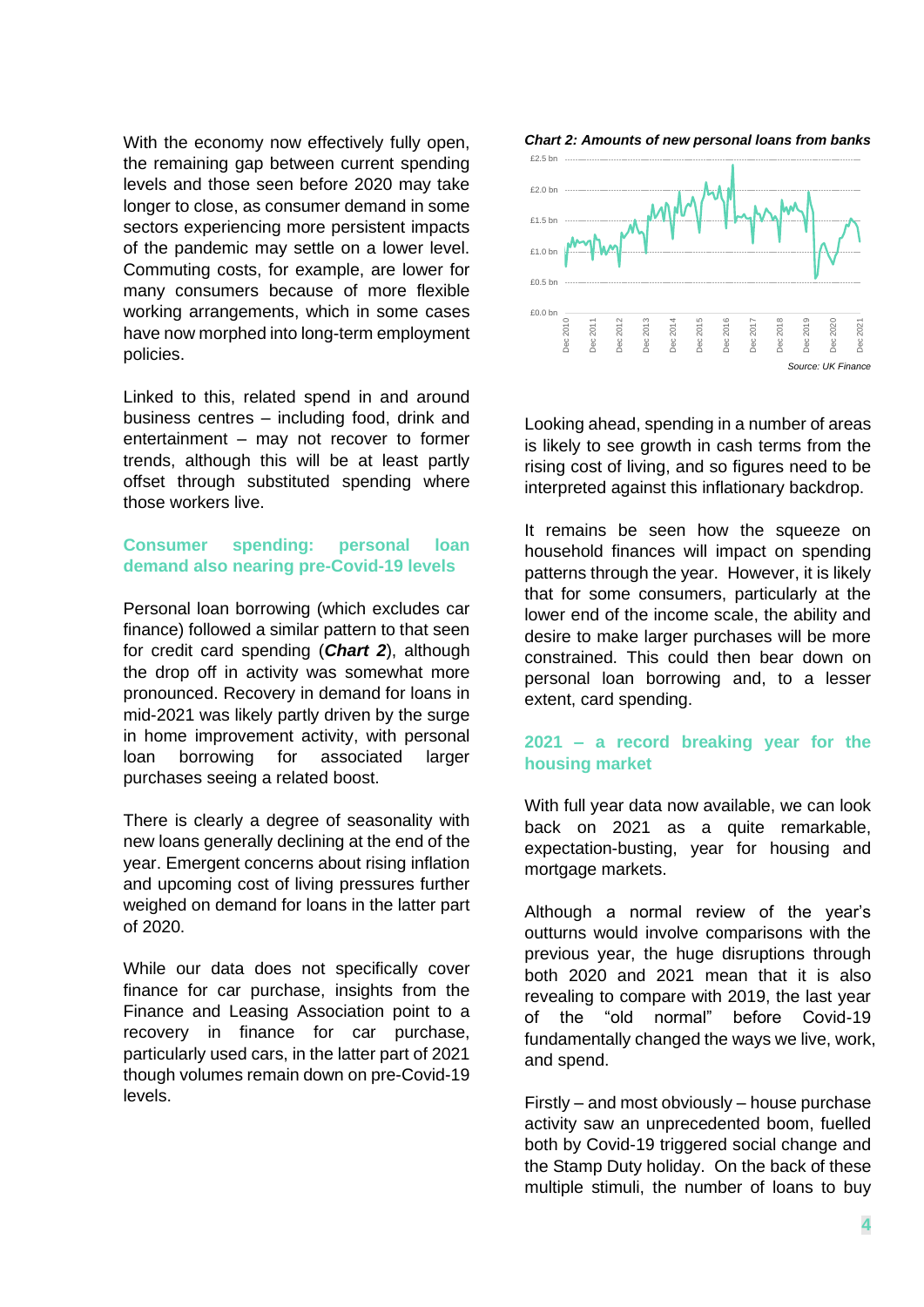With the economy now effectively fully open, the remaining gap between current spending levels and those seen before 2020 may take longer to close, as consumer demand in some sectors experiencing more persistent impacts of the pandemic may settle on a lower level. Commuting costs, for example, are lower for many consumers because of more flexible working arrangements, which in some cases have now morphed into long-term employment policies.

Linked to this, related spend in and around business centres – including food, drink and entertainment – may not recover to former trends, although this will be at least partly offset through substituted spending where those workers live.

## Consumer spending: personal loan demand also nearing pre-Covid-19 levels

Personal loan borrowing (which excludes car finance) followed a similar pattern to that seen for credit card spending (***Chart 2***), although the drop off in activity was somewhat more pronounced. Recovery in demand for loans in mid-2021 was likely partly driven by the surge in home improvement activity, with personal loan borrowing for associated larger purchases seeing a related boost.

There is clearly a degree of seasonality with new loans generally declining at the end of the year. Emergent concerns about rising inflation and upcoming cost of living pressures further weighed on demand for loans in the latter part of 2020.

While our data does not specifically cover finance for car purchase, insights from the Finance and Leasing Association point to a recovery in finance for car purchase, particularly used cars, in the latter part of 2021 though volumes remain down on pre-Covid-19 levels.

***Chart 2: Amounts of new personal loans from banks***

*Source: UK Finance*

Looking ahead, spending in a number of areas is likely to see growth in cash terms from the rising cost of living, and so figures need to be interpreted against this inflationary backdrop.

It remains be seen how the squeeze on household finances will impact on spending patterns through the year. However, it is likely that for some consumers, particularly at the lower end of the income scale, the ability and desire to make larger purchases will be more constrained. This could then bear down on personal loan borrowing and, to a lesser extent, card spending.

## 2021 – a record breaking year for the housing market

With full year data now available, we can look back on 2021 as a quite remarkable, expectation-busting, year for housing and mortgage markets.

Although a normal review of the year's outturns would involve comparisons with the previous year, the huge disruptions through both 2020 and 2021 mean that it is also revealing to compare with 2019, the last year of the "old normal" before Covid-19 fundamentally changed the ways we live, work, and spend.

Firstly – and most obviously – house purchase activity saw an unprecedented boom, fuelled both by Covid-19 triggered social change and the Stamp Duty holiday. On the back of these multiple stimuli, the number of loans to buy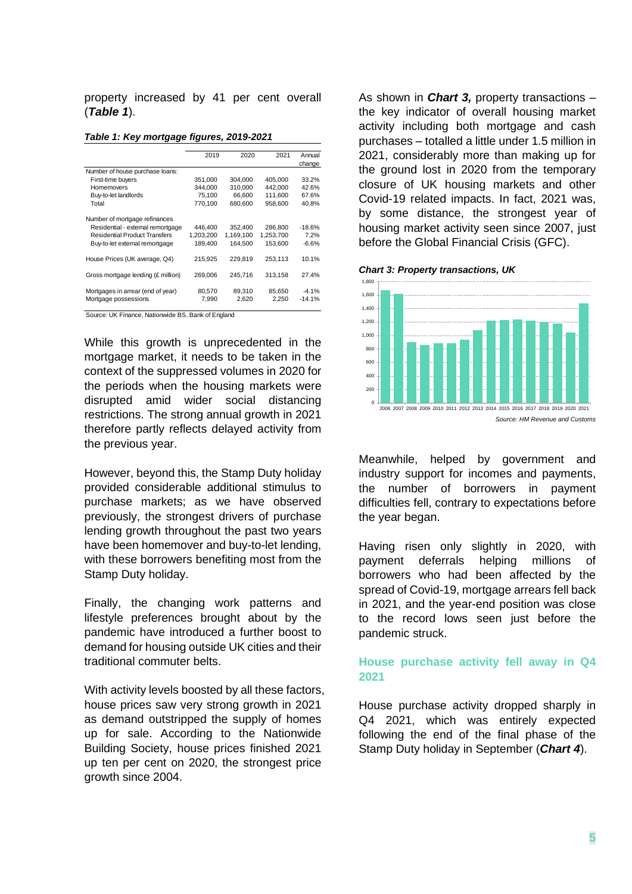property increased by 41 per cent overall (***Table 1***).

***Table 1: Key mortgage figures, 2019-2021***

| | 2019 | 2020 | 2021 | Annual change |
|---|---|---|---|---|
| Number of house purchase loans: | | | | |
| First-time buyers | 351,000 | 304,000 | 405,000 | 33.2% |
| Homemovers | 344,000 | 310,000 | 442,000 | 42.6% |
| Buy-to-let landlords | 75,100 | 66,600 | 111,600 | 67.6% |
| Total | 770,100 | 680,600 | 958,600 | 40.8% |
| Number of mortgage refinances | | | | |
| Residential - external remortgage | 446,400 | 352,400 | 286,800 | -18.6% |
| Residential Product Transfers | 1,203,200 | 1,169,100 | 1,253,700 | 7.2% |
| Buy-to-let external remortgage | 189,400 | 164,500 | 153,600 | -6.6% |
| House Prices (UK average, Q4) | 215,925 | 229,819 | 253,113 | 10.1% |
| Gross mortgage lending (£ million) | 269,006 | 245,716 | 313,158 | 27.4% |
| Mortgages in arrear (end of year) | 80,570 | 89,310 | 85,650 | -4.1% |
| Mortgage possessions | 7,990 | 2,620 | 2,250 | -14.1% |

Source: UK Finance, Nationwide BS, Bank of England

While this growth is unprecedented in the mortgage market, it needs to be taken in the context of the suppressed volumes in 2020 for the periods when the housing markets were disrupted amid wider social distancing restrictions. The strong annual growth in 2021 therefore partly reflects delayed activity from the previous year.

However, beyond this, the Stamp Duty holiday provided considerable additional stimulus to purchase markets; as we have observed previously, the strongest drivers of purchase lending growth throughout the past two years have been homemover and buy-to-let lending, with these borrowers benefiting most from the Stamp Duty holiday.

Finally, the changing work patterns and lifestyle preferences brought about by the pandemic have introduced a further boost to demand for housing outside UK cities and their traditional commuter belts.

With activity levels boosted by all these factors, house prices saw very strong growth in 2021 as demand outstripped the supply of homes up for sale. According to the Nationwide Building Society, house prices finished 2021 up ten per cent on 2020, the strongest price growth since 2004.

As shown in ***Chart 3,*** property transactions – the key indicator of overall housing market activity including both mortgage and cash purchases – totalled a little under 1.5 million in 2021, considerably more than making up for the ground lost in 2020 from the temporary closure of UK housing markets and other Covid-19 related impacts. In fact, 2021 was, by some distance, the strongest year of housing market activity seen since 2007, just before the Global Financial Crisis (GFC).

***Chart 3: Property transactions, UK***

*Source: HM Revenue and Customs*

Meanwhile, helped by government and industry support for incomes and payments, the number of borrowers in payment difficulties fell, contrary to expectations before the year began.

Having risen only slightly in 2020, with payment deferrals helping millions of borrowers who had been affected by the spread of Covid-19, mortgage arrears fell back in 2021, and the year-end position was close to the record lows seen just before the pandemic struck.

## House purchase activity fell away in Q4 2021

House purchase activity dropped sharply in Q4 2021, which was entirely expected following the end of the final phase of the Stamp Duty holiday in September (***Chart 4***).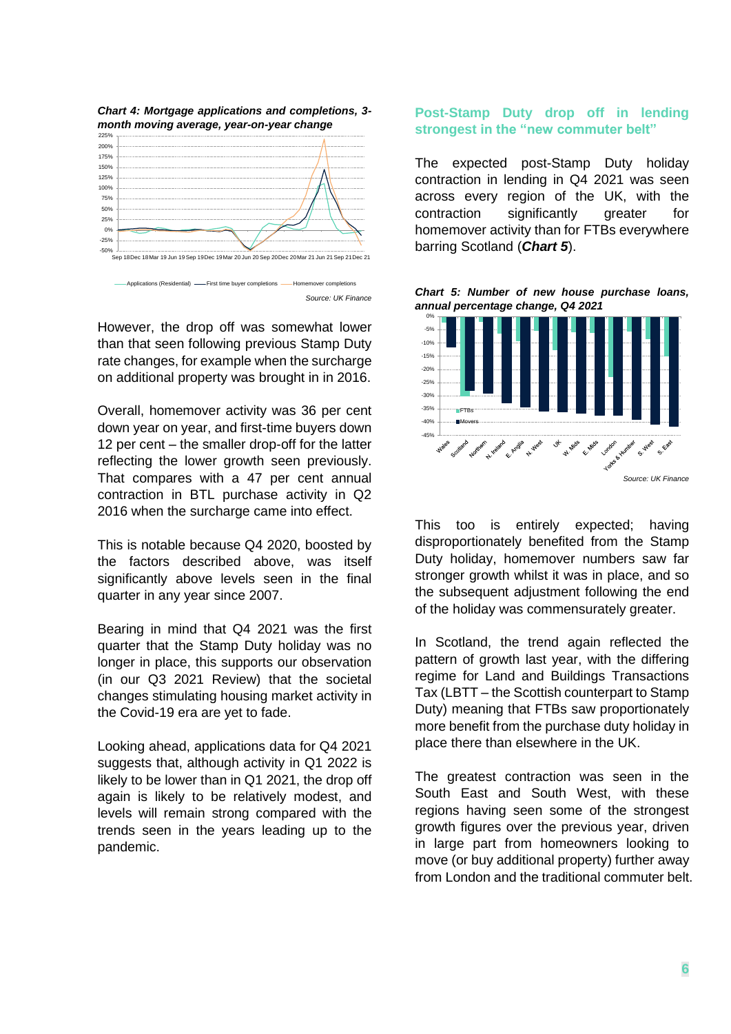*Chart 4: Mortgage applications and completions, 3-month moving average, year-on-year change*

Source: UK Finance

However, the drop off was somewhat lower than that seen following previous Stamp Duty rate changes, for example when the surcharge on additional property was brought in in 2016.

Overall, homemover activity was 36 per cent down year on year, and first-time buyers down 12 per cent – the smaller drop-off for the latter reflecting the lower growth seen previously. That compares with a 47 per cent annual contraction in BTL purchase activity in Q2 2016 when the surcharge came into effect.

This is notable because Q4 2020, boosted by the factors described above, was itself significantly above levels seen in the final quarter in any year since 2007.

Bearing in mind that Q4 2021 was the first quarter that the Stamp Duty holiday was no longer in place, this supports our observation (in our Q3 2021 Review) that the societal changes stimulating housing market activity in the Covid-19 era are yet to fade.

Looking ahead, applications data for Q4 2021 suggests that, although activity in Q1 2022 is likely to be lower than in Q1 2021, the drop off again is likely to be relatively modest, and levels will remain strong compared with the trends seen in the years leading up to the pandemic.

## Post-Stamp Duty drop off in lending strongest in the "new commuter belt"

The expected post-Stamp Duty holiday contraction in lending in Q4 2021 was seen across every region of the UK, with the contraction significantly greater for homemover activity than for FTBs everywhere barring Scotland (***Chart 5***).

*Chart 5: Number of new house purchase loans, annual percentage change, Q4 2021*

Source: UK Finance

This too is entirely expected; having disproportionately benefited from the Stamp Duty holiday, homemover numbers saw far stronger growth whilst it was in place, and so the subsequent adjustment following the end of the holiday was commensurately greater.

In Scotland, the trend again reflected the pattern of growth last year, with the differing regime for Land and Buildings Transactions Tax (LBTT – the Scottish counterpart to Stamp Duty) meaning that FTBs saw proportionately more benefit from the purchase duty holiday in place there than elsewhere in the UK.

The greatest contraction was seen in the South East and South West, with these regions having seen some of the strongest growth figures over the previous year, driven in large part from homeowners looking to move (or buy additional property) further away from London and the traditional commuter belt.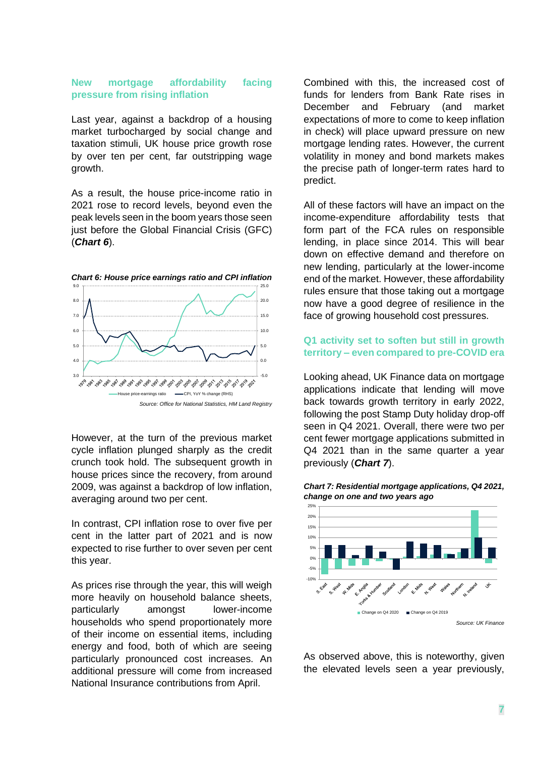## New mortgage affordability facing pressure from rising inflation

Last year, against a backdrop of a housing market turbocharged by social change and taxation stimuli, UK house price growth rose by over ten per cent, far outstripping wage growth.

As a result, the house price-income ratio in 2021 rose to record levels, beyond even the peak levels seen in the boom years those seen just before the Global Financial Crisis (GFC) (***Chart 6***).

***Chart 6: House price earnings ratio and CPI inflation***

*Source: Office for National Statistics, HM Land Registry*

However, at the turn of the previous market cycle inflation plunged sharply as the credit crunch took hold. The subsequent growth in house prices since the recovery, from around 2009, was against a backdrop of low inflation, averaging around two per cent.

In contrast, CPI inflation rose to over five per cent in the latter part of 2021 and is now expected to rise further to over seven per cent this year.

As prices rise through the year, this will weigh more heavily on household balance sheets, particularly amongst lower-income households who spend proportionately more of their income on essential items, including energy and food, both of which are seeing particularly pronounced cost increases. An additional pressure will come from increased National Insurance contributions from April.

Combined with this, the increased cost of funds for lenders from Bank Rate rises in December and February (and market expectations of more to come to keep inflation in check) will place upward pressure on new mortgage lending rates. However, the current volatility in money and bond markets makes the precise path of longer-term rates hard to predict.

All of these factors will have an impact on the income-expenditure affordability tests that form part of the FCA rules on responsible lending, in place since 2014. This will bear down on effective demand and therefore on new lending, particularly at the lower-income end of the market. However, these affordability rules ensure that those taking out a mortgage now have a good degree of resilience in the face of growing household cost pressures.

## Q1 activity set to soften but still in growth territory – even compared to pre-COVID era

Looking ahead, UK Finance data on mortgage applications indicate that lending will move back towards growth territory in early 2022, following the post Stamp Duty holiday drop-off seen in Q4 2021. Overall, there were two per cent fewer mortgage applications submitted in Q4 2021 than in the same quarter a year previously (***Chart 7***).

***Chart 7: Residential mortgage applications, Q4 2021, change on one and two years ago***

*Source: UK Finance*

As observed above, this is noteworthy, given the elevated levels seen a year previously,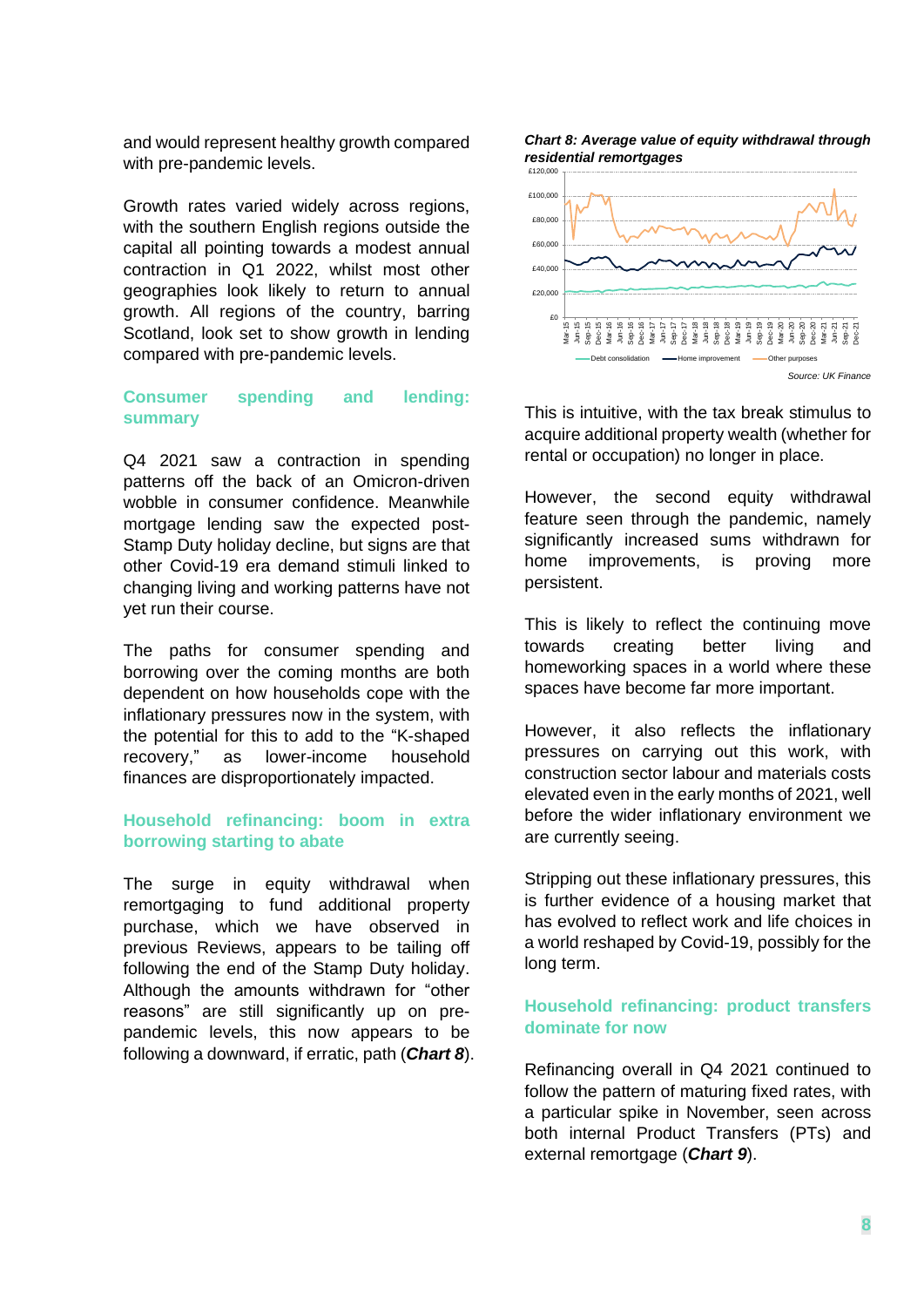and would represent healthy growth compared with pre-pandemic levels.

Growth rates varied widely across regions, with the southern English regions outside the capital all pointing towards a modest annual contraction in Q1 2022, whilst most other geographies look likely to return to annual growth. All regions of the country, barring Scotland, look set to show growth in lending compared with pre-pandemic levels.

## Consumer spending and lending: summary

Q4 2021 saw a contraction in spending patterns off the back of an Omicron-driven wobble in consumer confidence. Meanwhile mortgage lending saw the expected post-Stamp Duty holiday decline, but signs are that other Covid-19 era demand stimuli linked to changing living and working patterns have not yet run their course.

The paths for consumer spending and borrowing over the coming months are both dependent on how households cope with the inflationary pressures now in the system, with the potential for this to add to the "K-shaped recovery," as lower-income household finances are disproportionately impacted.

## Household refinancing: boom in extra borrowing starting to abate

The surge in equity withdrawal when remortgaging to fund additional property purchase, which we have observed in previous Reviews, appears to be tailing off following the end of the Stamp Duty holiday. Although the amounts withdrawn for "other reasons" are still significantly up on pre-pandemic levels, this now appears to be following a downward, if erratic, path (***Chart 8***).

*Chart 8: Average value of equity withdrawal through residential remortgages*

Source: UK Finance

This is intuitive, with the tax break stimulus to acquire additional property wealth (whether for rental or occupation) no longer in place.

However, the second equity withdrawal feature seen through the pandemic, namely significantly increased sums withdrawn for home improvements, is proving more persistent.

This is likely to reflect the continuing move towards creating better living and homeworking spaces in a world where these spaces have become far more important.

However, it also reflects the inflationary pressures on carrying out this work, with construction sector labour and materials costs elevated even in the early months of 2021, well before the wider inflationary environment we are currently seeing.

Stripping out these inflationary pressures, this is further evidence of a housing market that has evolved to reflect work and life choices in a world reshaped by Covid-19, possibly for the long term.

## Household refinancing: product transfers dominate for now

Refinancing overall in Q4 2021 continued to follow the pattern of maturing fixed rates, with a particular spike in November, seen across both internal Product Transfers (PTs) and external remortgage (***Chart 9***).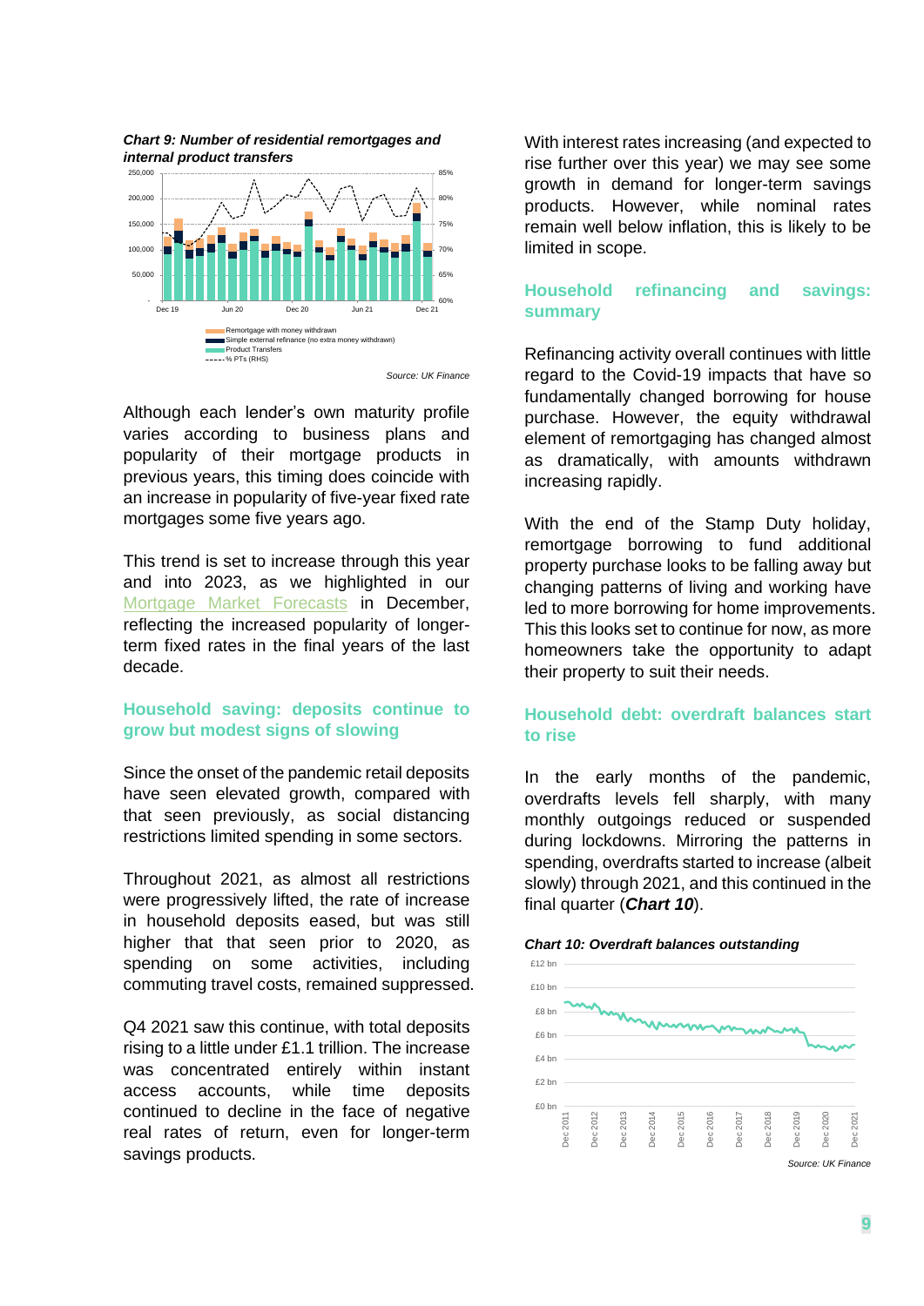*Chart 9: Number of residential remortgages and internal product transfers*

Source: UK Finance

Although each lender's own maturity profile varies according to business plans and popularity of their mortgage products in previous years, this timing does coincide with an increase in popularity of five-year fixed rate mortgages some five years ago.

This trend is set to increase through this year and into 2023, as we highlighted in our Mortgage Market Forecasts in December, reflecting the increased popularity of longer-term fixed rates in the final years of the last decade.

## Household saving: deposits continue to grow but modest signs of slowing

Since the onset of the pandemic retail deposits have seen elevated growth, compared with that seen previously, as social distancing restrictions limited spending in some sectors.

Throughout 2021, as almost all restrictions were progressively lifted, the rate of increase in household deposits eased, but was still higher that that seen prior to 2020, as spending on some activities, including commuting travel costs, remained suppressed.

Q4 2021 saw this continue, with total deposits rising to a little under £1.1 trillion. The increase was concentrated entirely within instant access accounts, while time deposits continued to decline in the face of negative real rates of return, even for longer-term savings products.

With interest rates increasing (and expected to rise further over this year) we may see some growth in demand for longer-term savings products. However, while nominal rates remain well below inflation, this is likely to be limited in scope.

## Household refinancing and savings: summary

Refinancing activity overall continues with little regard to the Covid-19 impacts that have so fundamentally changed borrowing for house purchase. However, the equity withdrawal element of remortgaging has changed almost as dramatically, with amounts withdrawn increasing rapidly.

With the end of the Stamp Duty holiday, remortgage borrowing to fund additional property purchase looks to be falling away but changing patterns of living and working have led to more borrowing for home improvements. This this looks set to continue for now, as more homeowners take the opportunity to adapt their property to suit their needs.

## Household debt: overdraft balances start to rise

In the early months of the pandemic, overdrafts levels fell sharply, with many monthly outgoings reduced or suspended during lockdowns. Mirroring the patterns in spending, overdrafts started to increase (albeit slowly) through 2021, and this continued in the final quarter (***Chart 10***).

*Chart 10: Overdraft balances outstanding*

Source: UK Finance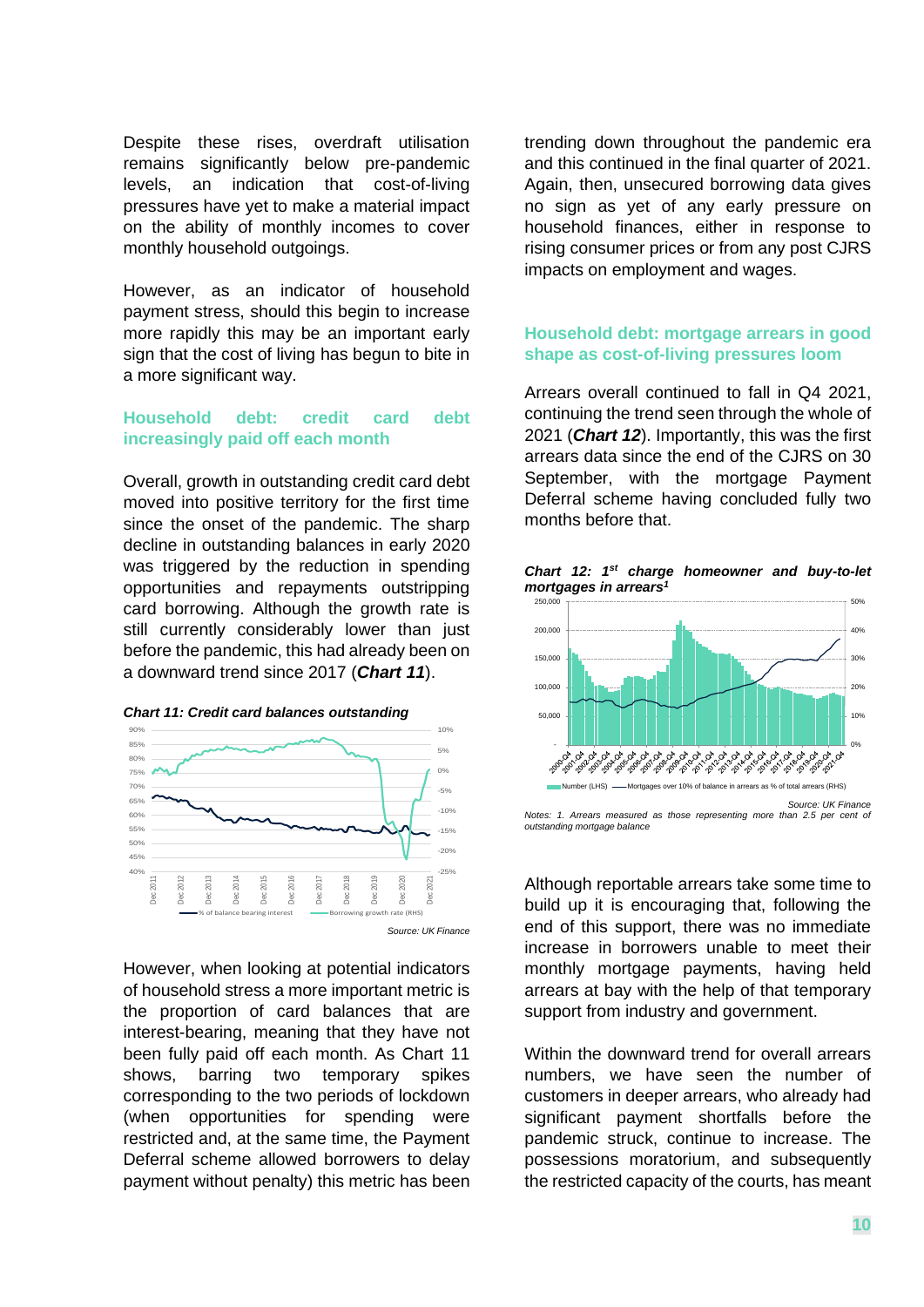Despite these rises, overdraft utilisation remains significantly below pre-pandemic levels, an indication that cost-of-living pressures have yet to make a material impact on the ability of monthly incomes to cover monthly household outgoings.

However, as an indicator of household payment stress, should this begin to increase more rapidly this may be an important early sign that the cost of living has begun to bite in a more significant way.

### Household debt: credit card debt increasingly paid off each month

Overall, growth in outstanding credit card debt moved into positive territory for the first time since the onset of the pandemic. The sharp decline in outstanding balances in early 2020 was triggered by the reduction in spending opportunities and repayments outstripping card borrowing. Although the growth rate is still currently considerably lower than just before the pandemic, this had already been on a downward trend since 2017 (***Chart 11***).

***Chart 11: Credit card balances outstanding***

Source: UK Finance

However, when looking at potential indicators of household stress a more important metric is the proportion of card balances that are interest-bearing, meaning that they have not been fully paid off each month. As Chart 11 shows, barring two temporary spikes corresponding to the two periods of lockdown (when opportunities for spending were restricted and, at the same time, the Payment Deferral scheme allowed borrowers to delay payment without penalty) this metric has been trending down throughout the pandemic era and this continued in the final quarter of 2021. Again, then, unsecured borrowing data gives no sign as yet of any early pressure on household finances, either in response to rising consumer prices or from any post CJRS impacts on employment and wages.

### Household debt: mortgage arrears in good shape as cost-of-living pressures loom

Arrears overall continued to fall in Q4 2021, continuing the trend seen through the whole of 2021 (***Chart 12***). Importantly, this was the first arrears data since the end of the CJRS on 30 September, with the mortgage Payment Deferral scheme having concluded fully two months before that.

***Chart 12: 1st charge homeowner and buy-to-let mortgages in arrears[1]***

Source: UK Finance

*Notes: 1. Arrears measured as those representing more than 2.5 per cent of outstanding mortgage balance*

Although reportable arrears take some time to build up it is encouraging that, following the end of this support, there was no immediate increase in borrowers unable to meet their monthly mortgage payments, having held arrears at bay with the help of that temporary support from industry and government.

Within the downward trend for overall arrears numbers, we have seen the number of customers in deeper arrears, who already had significant payment shortfalls before the pandemic struck, continue to increase. The possessions moratorium, and subsequently the restricted capacity of the courts, has meant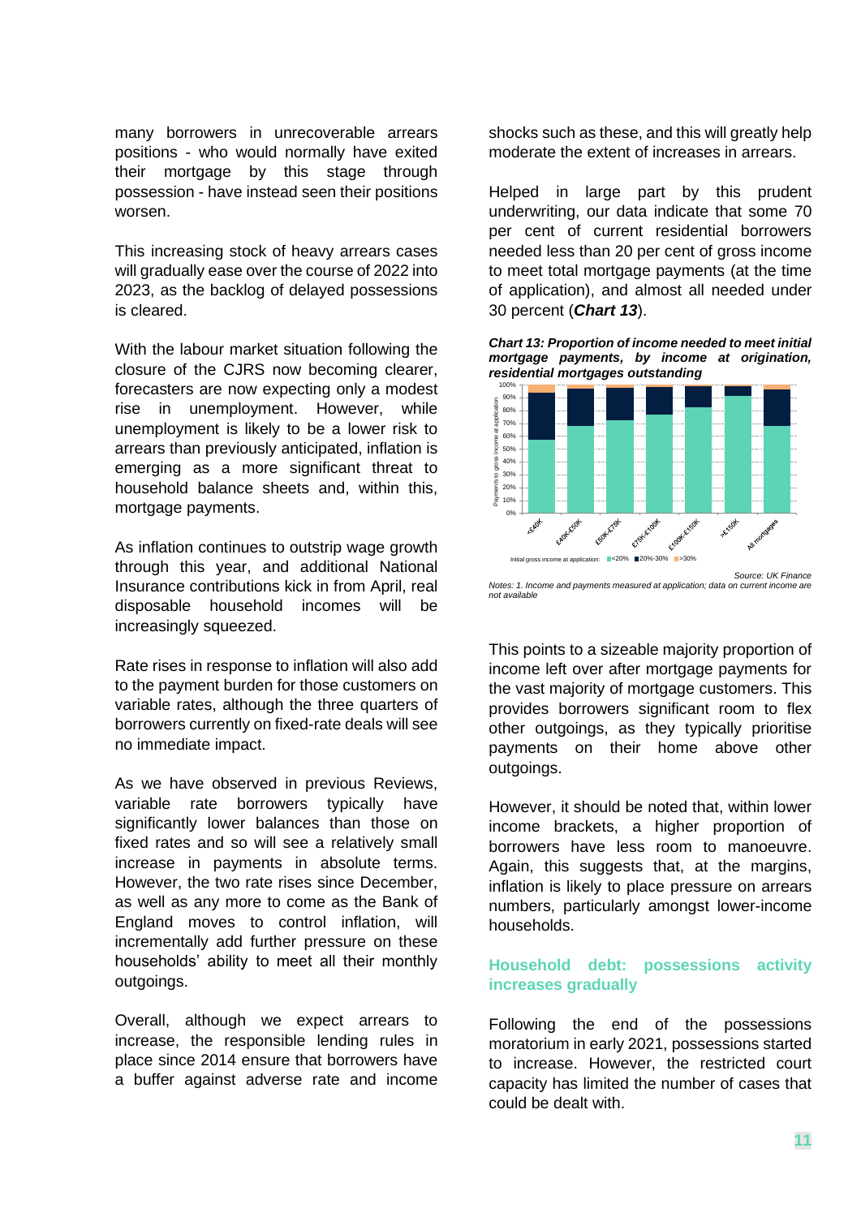many borrowers in unrecoverable arrears positions - who would normally have exited their mortgage by this stage through possession - have instead seen their positions worsen.

This increasing stock of heavy arrears cases will gradually ease over the course of 2022 into 2023, as the backlog of delayed possessions is cleared.

With the labour market situation following the closure of the CJRS now becoming clearer, forecasters are now expecting only a modest rise in unemployment. However, while unemployment is likely to be a lower risk to arrears than previously anticipated, inflation is emerging as a more significant threat to household balance sheets and, within this, mortgage payments.

As inflation continues to outstrip wage growth through this year, and additional National Insurance contributions kick in from April, real disposable household incomes will be increasingly squeezed.

Rate rises in response to inflation will also add to the payment burden for those customers on variable rates, although the three quarters of borrowers currently on fixed-rate deals will see no immediate impact.

As we have observed in previous Reviews, variable rate borrowers typically have significantly lower balances than those on fixed rates and so will see a relatively small increase in payments in absolute terms. However, the two rate rises since December, as well as any more to come as the Bank of England moves to control inflation, will incrementally add further pressure on these households' ability to meet all their monthly outgoings.

Overall, although we expect arrears to increase, the responsible lending rules in place since 2014 ensure that borrowers have a buffer against adverse rate and income shocks such as these, and this will greatly help moderate the extent of increases in arrears.

Helped in large part by this prudent underwriting, our data indicate that some 70 per cent of current residential borrowers needed less than 20 per cent of gross income to meet total mortgage payments (at the time of application), and almost all needed under 30 percent (***Chart 13***).

***Chart 13: Proportion of income needed to meet initial mortgage payments, by income at origination, residential mortgages outstanding***

Source: UK Finance

*Notes: 1. Income and payments measured at application; data on current income are not available*

This points to a sizeable majority proportion of income left over after mortgage payments for the vast majority of mortgage customers. This provides borrowers significant room to flex other outgoings, as they typically prioritise payments on their home above other outgoings.

However, it should be noted that, within lower income brackets, a higher proportion of borrowers have less room to manoeuvre. Again, this suggests that, at the margins, inflation is likely to place pressure on arrears numbers, particularly amongst lower-income households.

## Household debt: possessions activity increases gradually

Following the end of the possessions moratorium in early 2021, possessions started to increase. However, the restricted court capacity has limited the number of cases that could be dealt with.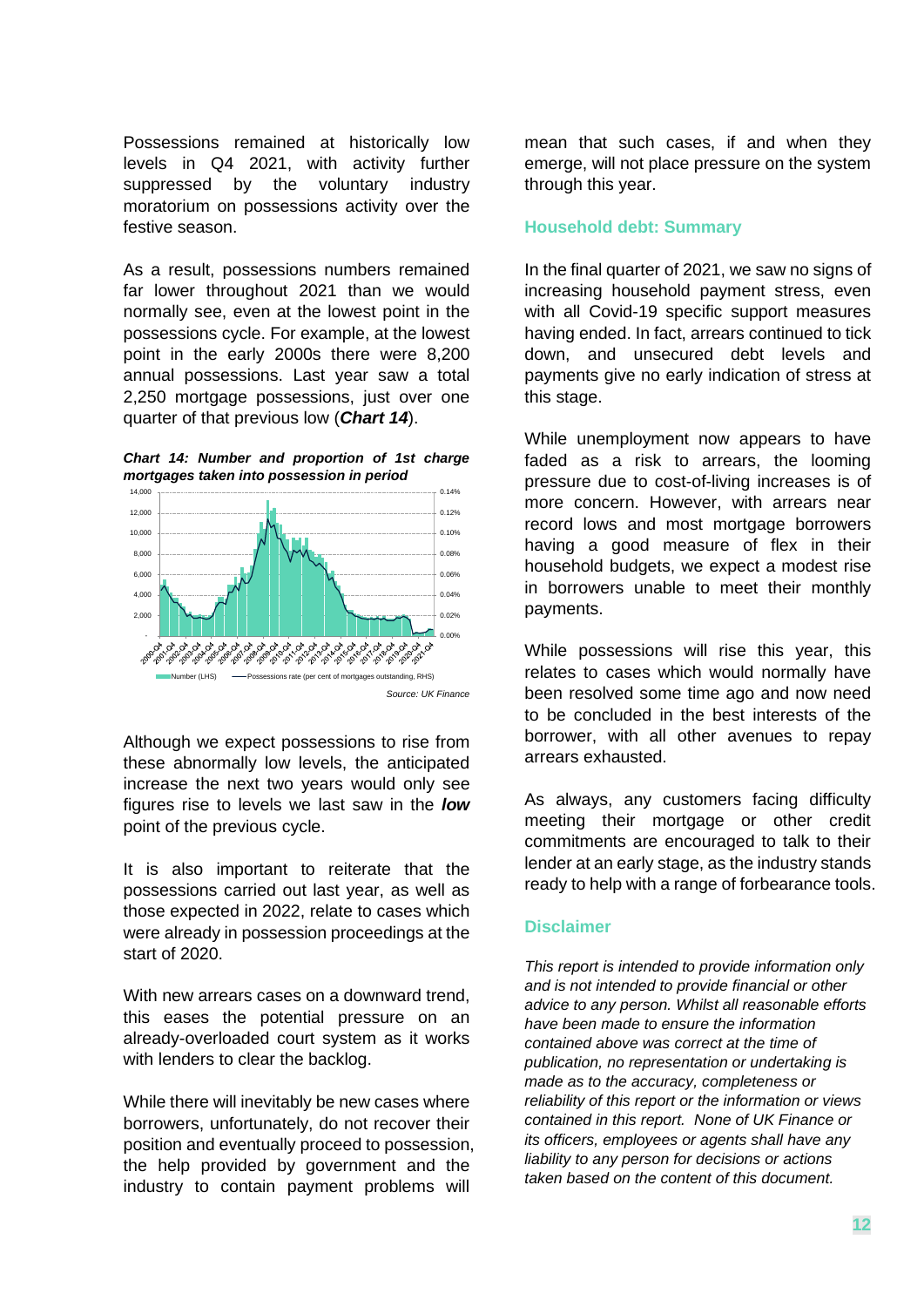Possessions remained at historically low levels in Q4 2021, with activity further suppressed by the voluntary industry moratorium on possessions activity over the festive season.

As a result, possessions numbers remained far lower throughout 2021 than we would normally see, even at the lowest point in the possessions cycle. For example, at the lowest point in the early 2000s there were 8,200 annual possessions. Last year saw a total 2,250 mortgage possessions, just over one quarter of that previous low (***Chart 14***).

***Chart 14: Number and proportion of 1st charge mortgages taken into possession in period***

14,000
12,000
10,000
8,000
6,000
4,000
2,000
-

0.14%
0.12%
0.10%
0.08%
0.06%
0.04%
0.02%
0.00%

2000-Q4 2001-Q4 2002-Q4 2003-Q4 2004-Q4 2005-Q4 2006-Q4 2007-Q4 2008-Q4 2009-Q4 2010-Q4 2011-Q4 2012-Q4 2013-Q4 2014-Q4 2015-Q4 2016-Q4 2017-Q4 2018-Q4 2019-Q4 2020-Q4 2021-Q4

Number (LHS) — Possessions rate (per cent of mortgages outstanding, RHS)

*Source: UK Finance*

Although we expect possessions to rise from these abnormally low levels, the anticipated increase the next two years would only see figures rise to levels we last saw in the ***low*** point of the previous cycle.

It is also important to reiterate that the possessions carried out last year, as well as those expected in 2022, relate to cases which were already in possession proceedings at the start of 2020.

With new arrears cases on a downward trend, this eases the potential pressure on an already-overloaded court system as it works with lenders to clear the backlog.

While there will inevitably be new cases where borrowers, unfortunately, do not recover their position and eventually proceed to possession, the help provided by government and the industry to contain payment problems will mean that such cases, if and when they emerge, will not place pressure on the system through this year.

## Household debt: Summary

In the final quarter of 2021, we saw no signs of increasing household payment stress, even with all Covid-19 specific support measures having ended. In fact, arrears continued to tick down, and unsecured debt levels and payments give no early indication of stress at this stage.

While unemployment now appears to have faded as a risk to arrears, the looming pressure due to cost-of-living increases is of more concern. However, with arrears near record lows and most mortgage borrowers having a good measure of flex in their household budgets, we expect a modest rise in borrowers unable to meet their monthly payments.

While possessions will rise this year, this relates to cases which would normally have been resolved some time ago and now need to be concluded in the best interests of the borrower, with all other avenues to repay arrears exhausted.

As always, any customers facing difficulty meeting their mortgage or other credit commitments are encouraged to talk to their lender at an early stage, as the industry stands ready to help with a range of forbearance tools.

## Disclaimer

*This report is intended to provide information only and is not intended to provide financial or other advice to any person. Whilst all reasonable efforts have been made to ensure the information contained above was correct at the time of publication, no representation or undertaking is made as to the accuracy, completeness or reliability of this report or the information or views contained in this report. None of UK Finance or its officers, employees or agents shall have any liability to any person for decisions or actions taken based on the content of this document.*